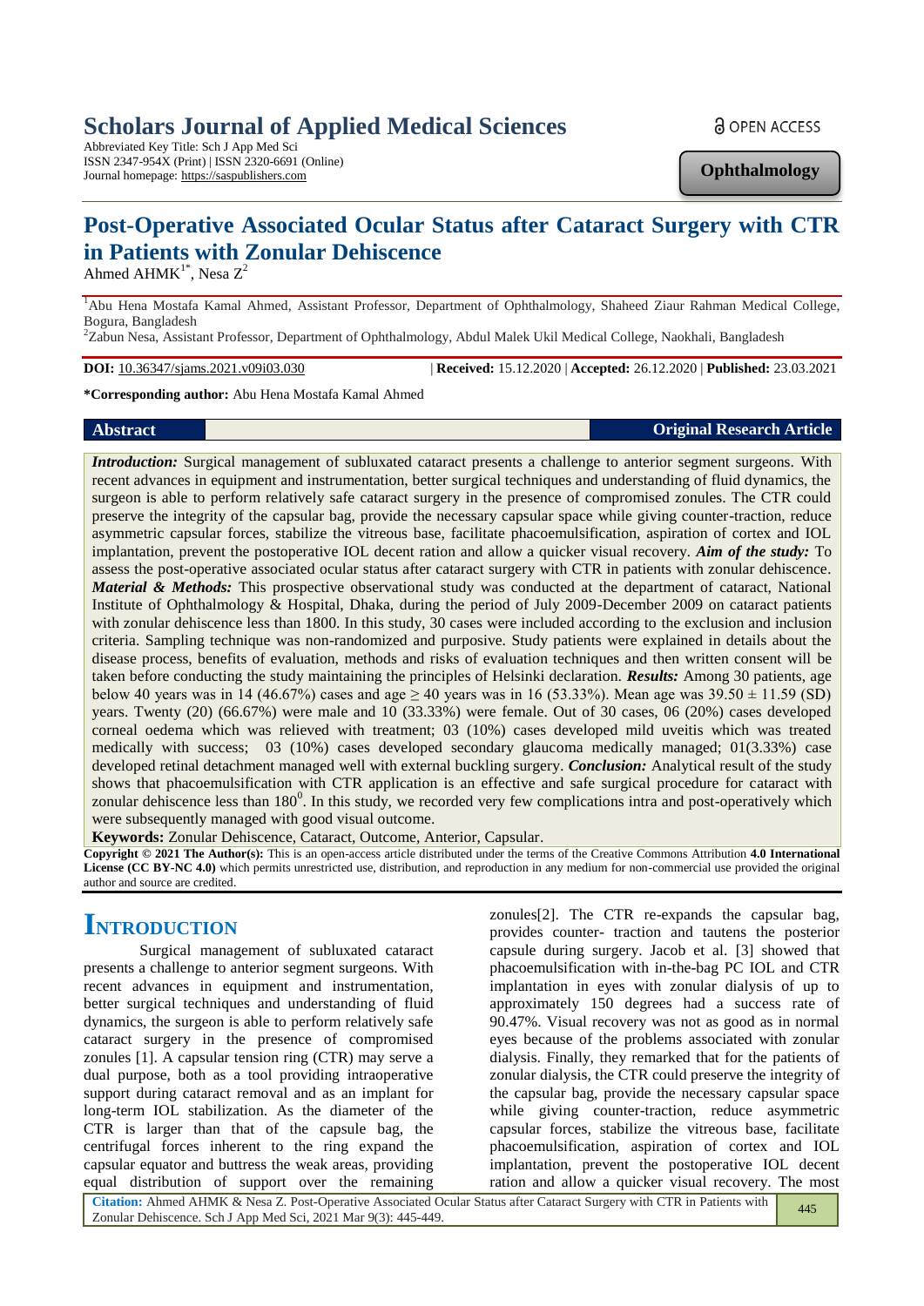# Scholars Journal of Applied Medical Sciences

Abbreviated Key Title: Sch J App Med Sci
ISSN 2347-954X (Print) | ISSN 2320-6691 (Online)
Journal homepage: https://saspublishers.com

OPEN ACCESS

**Ophthalmology**

# Post-Operative Associated Ocular Status after Cataract Surgery with CTR in Patients with Zonular Dehiscence

Ahmed AHMK[1*], Nesa Z[2]

[1]Abu Hena Mostafa Kamal Ahmed, Assistant Professor, Department of Ophthalmology, Shaheed Ziaur Rahman Medical College, Bogura, Bangladesh

[2]Zabun Nesa, Assistant Professor, Department of Ophthalmology, Abdul Malek Ukil Medical College, Naokhali, Bangladesh

**DOI:** 10.36347/sjams.2021.v09i03.030 | **Received:** 15.12.2020 | **Accepted:** 26.12.2020 | **Published:** 23.03.2021

**\*Corresponding author:** Abu Hena Mostafa Kamal Ahmed

## Abstract

**Original Research Article**

***Introduction:*** Surgical management of subluxated cataract presents a challenge to anterior segment surgeons. With recent advances in equipment and instrumentation, better surgical techniques and understanding of fluid dynamics, the surgeon is able to perform relatively safe cataract surgery in the presence of compromised zonules. The CTR could preserve the integrity of the capsular bag, provide the necessary capsular space while giving counter-traction, reduce asymmetric capsular forces, stabilize the vitreous base, facilitate phacoemulsification, aspiration of cortex and IOL implantation, prevent the postoperative IOL decent ration and allow a quicker visual recovery. ***Aim of the study:*** To assess the post-operative associated ocular status after cataract surgery with CTR in patients with zonular dehiscence. ***Material & Methods:*** This prospective observational study was conducted at the department of cataract, National Institute of Ophthalmology & Hospital, Dhaka, during the period of July 2009-December 2009 on cataract patients with zonular dehiscence less than 1800. In this study, 30 cases were included according to the exclusion and inclusion criteria. Sampling technique was non-randomized and purposive. Study patients were explained in details about the disease process, benefits of evaluation, methods and risks of evaluation techniques and then written consent will be taken before conducting the study maintaining the principles of Helsinki declaration. ***Results:*** Among 30 patients, age below 40 years was in 14 (46.67%) cases and age ≥ 40 years was in 16 (53.33%). Mean age was 39.50 ± 11.59 (SD) years. Twenty (20) (66.67%) were male and 10 (33.33%) were female. Out of 30 cases, 06 (20%) cases developed corneal oedema which was relieved with treatment; 03 (10%) cases developed mild uveitis which was treated medically with success; 03 (10%) cases developed secondary glaucoma medically managed; 01(3.33%) case developed retinal detachment managed well with external buckling surgery. ***Conclusion:*** Analytical result of the study shows that phacoemulsification with CTR application is an effective and safe surgical procedure for cataract with zonular dehiscence less than $180^0$. In this study, we recorded very few complications intra and post-operatively which were subsequently managed with good visual outcome.

**Keywords:** Zonular Dehiscence, Cataract, Outcome, Anterior, Capsular.

**Copyright © 2021 The Author(s):** This is an open-access article distributed under the terms of the Creative Commons Attribution **4.0 International License (CC BY-NC 4.0)** which permits unrestricted use, distribution, and reproduction in any medium for non-commercial use provided the original author and source are credited.

## Introduction

Surgical management of subluxated cataract presents a challenge to anterior segment surgeons. With recent advances in equipment and instrumentation, better surgical techniques and understanding of fluid dynamics, the surgeon is able to perform relatively safe cataract surgery in the presence of compromised zonules [1]. A capsular tension ring (CTR) may serve a dual purpose, both as a tool providing intraoperative support during cataract removal and as an implant for long-term IOL stabilization. As the diameter of the CTR is larger than that of the capsule bag, the centrifugal forces inherent to the ring expand the capsular equator and buttress the weak areas, providing equal distribution of support over the remaining zonules[2]. The CTR re-expands the capsular bag, provides counter- traction and tautens the posterior capsule during surgery. Jacob et al. [3] showed that phacoemulsification with in-the-bag PC IOL and CTR implantation in eyes with zonular dialysis of up to approximately 150 degrees had a success rate of 90.47%. Visual recovery was not as good as in normal eyes because of the problems associated with zonular dialysis. Finally, they remarked that for the patients of zonular dialysis, the CTR could preserve the integrity of the capsular bag, provide the necessary capsular space while giving counter-traction, reduce asymmetric capsular forces, stabilize the vitreous base, facilitate phacoemulsification, aspiration of cortex and IOL implantation, prevent the postoperative IOL decent ration and allow a quicker visual recovery. The most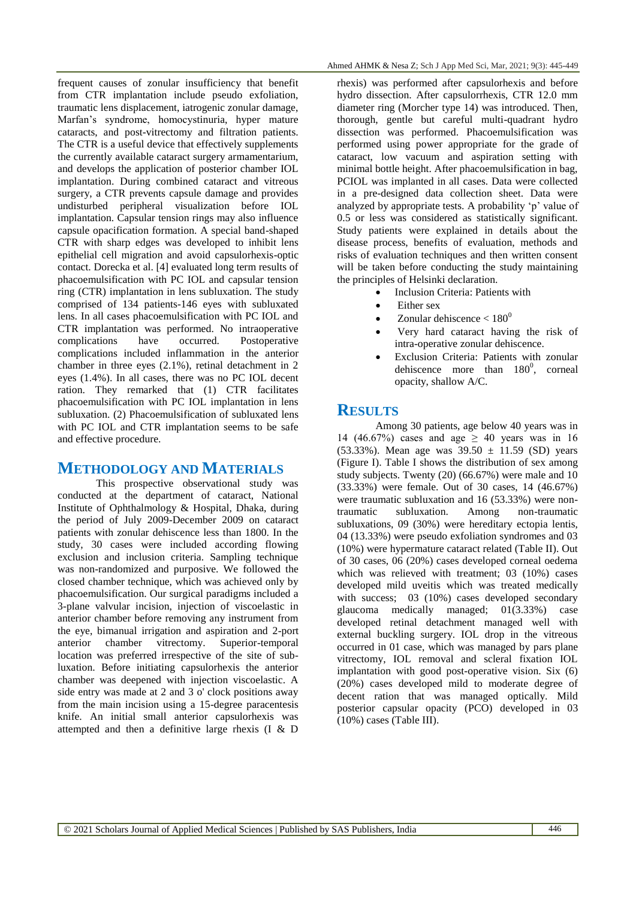frequent causes of zonular insufficiency that benefit from CTR implantation include pseudo exfoliation, traumatic lens displacement, iatrogenic zonular damage, Marfan's syndrome, homocystinuria, hyper mature cataracts, and post-vitrectomy and filtration patients. The CTR is a useful device that effectively supplements the currently available cataract surgery armamentarium, and develops the application of posterior chamber IOL implantation. During combined cataract and vitreous surgery, a CTR prevents capsule damage and provides undisturbed peripheral visualization before IOL implantation. Capsular tension rings may also influence capsule opacification formation. A special band-shaped CTR with sharp edges was developed to inhibit lens epithelial cell migration and avoid capsulorhexis-optic contact. Dorecka et al. [4] evaluated long term results of phacoemulsification with PC IOL and capsular tension ring (CTR) implantation in lens subluxation. The study comprised of 134 patients-146 eyes with subluxated lens. In all cases phacoemulsification with PC IOL and CTR implantation was performed. No intraoperative complications have occurred. Postoperative complications included inflammation in the anterior chamber in three eyes (2.1%), retinal detachment in 2 eyes (1.4%). In all cases, there was no PC IOL decent ration. They remarked that (1) CTR facilitates phacoemulsification with PC IOL implantation in lens subluxation. (2) Phacoemulsification of subluxated lens with PC IOL and CTR implantation seems to be safe and effective procedure.

## METHODOLOGY AND MATERIALS

This prospective observational study was conducted at the department of cataract, National Institute of Ophthalmology & Hospital, Dhaka, during the period of July 2009-December 2009 on cataract patients with zonular dehiscence less than 1800. In the study, 30 cases were included according flowing exclusion and inclusion criteria. Sampling technique was non-randomized and purposive. We followed the closed chamber technique, which was achieved only by phacoemulsification. Our surgical paradigms included a 3-plane valvular incision, injection of viscoelastic in anterior chamber before removing any instrument from the eye, bimanual irrigation and aspiration and 2-port anterior chamber vitrectomy. Superior-temporal location was preferred irrespective of the site of sub-luxation. Before initiating capsulorhexis the anterior chamber was deepened with injection viscoelastic. A side entry was made at 2 and 3 o' clock positions away from the main incision using a 15-degree paracentesis knife. An initial small anterior capsulorhexis was attempted and then a definitive large rhexis (I & D rhexis) was performed after capsulorhexis and before hydro dissection. After capsulorrhexis, CTR 12.0 mm diameter ring (Morcher type 14) was introduced. Then, thorough, gentle but careful multi-quadrant hydro dissection was performed. Phacoemulsification was performed using power appropriate for the grade of cataract, low vacuum and aspiration setting with minimal bottle height. After phacoemulsification in bag, PCIOL was implanted in all cases. Data were collected in a pre-designed data collection sheet. Data were analyzed by appropriate tests. A probability 'p' value of 0.5 or less was considered as statistically significant. Study patients were explained in details about the disease process, benefits of evaluation, methods and risks of evaluation techniques and then written consent will be taken before conducting the study maintaining the principles of Helsinki declaration.

- Inclusion Criteria: Patients with
- Either sex
- Zonular dehiscence < $180^0$
- Very hard cataract having the risk of intra-operative zonular dehiscence.
- Exclusion Criteria: Patients with zonular dehiscence more than $180^0$, corneal opacity, shallow A/C.

## RESULTS

Among 30 patients, age below 40 years was in 14 (46.67%) cases and age ≥ 40 years was in 16 (53.33%). Mean age was 39.50 ± 11.59 (SD) years (Figure I). Table I shows the distribution of sex among study subjects. Twenty (20) (66.67%) were male and 10 (33.33%) were female. Out of 30 cases, 14 (46.67%) were traumatic subluxation and 16 (53.33%) were non-traumatic subluxation. Among non-traumatic subluxations, 09 (30%) were hereditary ectopia lentis, 04 (13.33%) were pseudo exfoliation syndromes and 03 (10%) were hypermature cataract related (Table II). Out of 30 cases, 06 (20%) cases developed corneal oedema which was relieved with treatment; 03 (10%) cases developed mild uveitis which was treated medically with success; 03 (10%) cases developed secondary glaucoma medically managed; 01(3.33%) case developed retinal detachment managed well with external buckling surgery. IOL drop in the vitreous occurred in 01 case, which was managed by pars plane vitrectomy, IOL removal and scleral fixation IOL implantation with good post-operative vision. Six (6) (20%) cases developed mild to moderate degree of decent ration that was managed optically. Mild posterior capsular opacity (PCO) developed in 03 (10%) cases (Table III).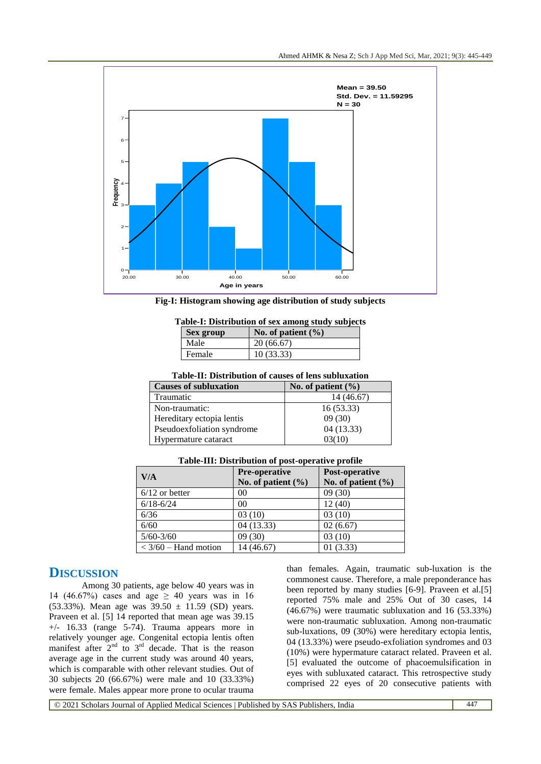Fig-I: Histogram showing age distribution of study subjects

**Table-I: Distribution of sex among study subjects**

| Sex group | No. of patient (%) |
|---|---|
| Male | 20 (66.67) |
| Female | 10 (33.33) |

**Table-II: Distribution of causes of lens subluxation**

| Causes of subluxation | No. of patient (%) |
|---|---|
| Traumatic | 14 (46.67) |
| Non-traumatic: | 16 (53.33) |
| Hereditary ectopia lentis | 09 (30) |
| Pseudoexfoliation syndrome | 04 (13.33) |
| Hypermature cataract | 03(10) |

**Table-III: Distribution of post-operative profile**

| V/A | Pre-operative No. of patient (%) | Post-operative No. of patient (%) |
|---|---|---|
| 6/12 or better | 00 | 09 (30) |
| 6/18-6/24 | 00 | 12 (40) |
| 6/36 | 03 (10) | 03 (10) |
| 6/60 | 04 (13.33) | 02 (6.67) |
| 5/60-3/60 | 09 (30) | 03 (10) |
| < 3/60 – Hand motion | 14 (46.67) | 01 (3.33) |

## DISCUSSION

Among 30 patients, age below 40 years was in 14 (46.67%) cases and age ≥ 40 years was in 16 (53.33%). Mean age was 39.50 ± 11.59 (SD) years. Praveen et al. [5] 14 reported that mean age was 39.15 +/- 16.33 (range 5-74). Trauma appears more in relatively younger age. Congenital ectopia lentis often manifest after 2nd to 3rd decade. That is the reason average age in the current study was around 40 years, which is comparable with other relevant studies. Out of 30 subjects 20 (66.67%) were male and 10 (33.33%) were female. Males appear more prone to ocular trauma than females. Again, traumatic sub-luxation is the commonest cause. Therefore, a male preponderance has been reported by many studies [6-9]. Praveen et al.[5] reported 75% male and 25% Out of 30 cases, 14 (46.67%) were traumatic subluxation and 16 (53.33%) were non-traumatic subluxation. Among non-traumatic sub-luxations, 09 (30%) were hereditary ectopia lentis, 04 (13.33%) were pseudo-exfoliation syndromes and 03 (10%) were hypermature cataract related. Praveen et al. [5] evaluated the outcome of phacoemulsification in eyes with subluxated cataract. This retrospective study comprised 22 eyes of 20 consecutive patients with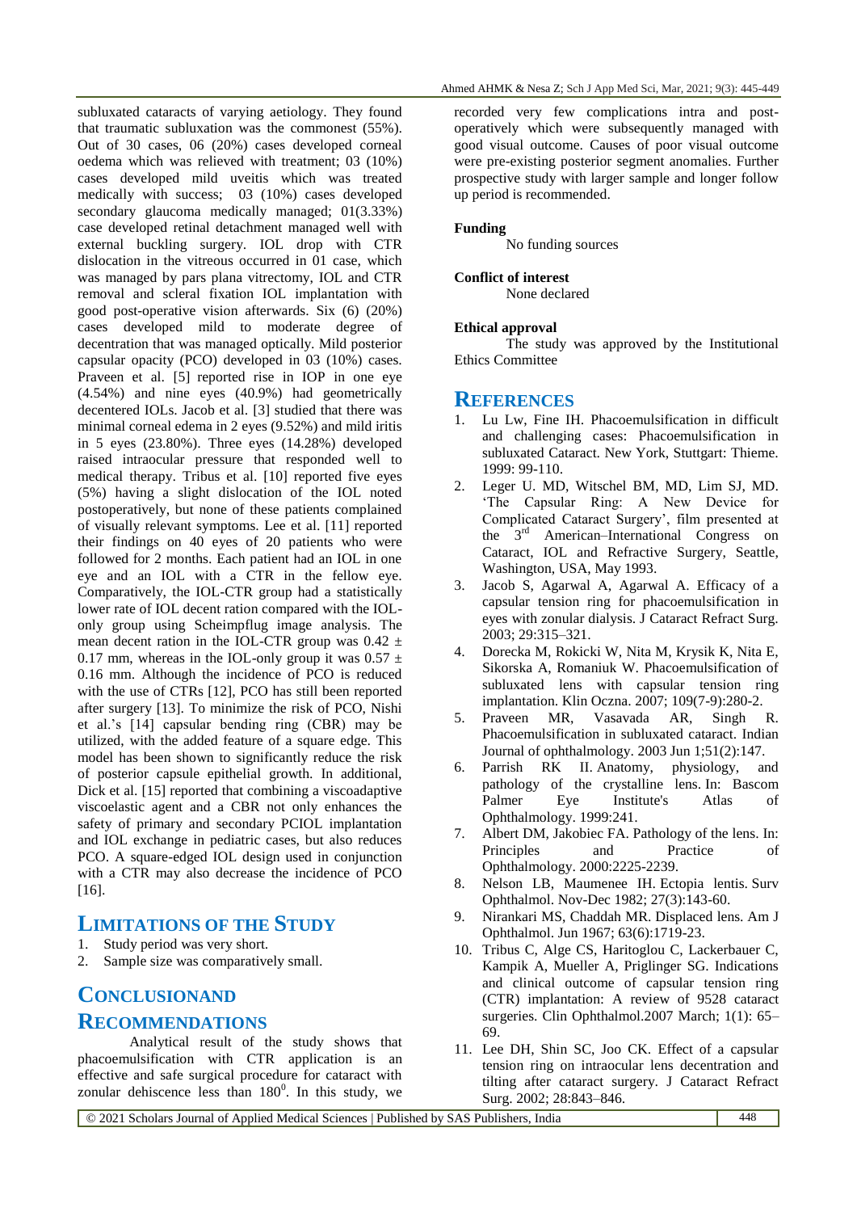subluxated cataracts of varying aetiology. They found that traumatic subluxation was the commonest (55%). Out of 30 cases, 06 (20%) cases developed corneal oedema which was relieved with treatment; 03 (10%) cases developed mild uveitis which was treated medically with success; 03 (10%) cases developed secondary glaucoma medically managed; 01(3.33%) case developed retinal detachment managed well with external buckling surgery. IOL drop with CTR dislocation in the vitreous occurred in 01 case, which was managed by pars plana vitrectomy, IOL and CTR removal and scleral fixation IOL implantation with good post-operative vision afterwards. Six (6) (20%) cases developed mild to moderate degree of decentration that was managed optically. Mild posterior capsular opacity (PCO) developed in 03 (10%) cases. Praveen et al. [5] reported rise in IOP in one eye (4.54%) and nine eyes (40.9%) had geometrically decentered IOLs. Jacob et al. [3] studied that there was minimal corneal edema in 2 eyes (9.52%) and mild iritis in 5 eyes (23.80%). Three eyes (14.28%) developed raised intraocular pressure that responded well to medical therapy. Tribus et al. [10] reported five eyes (5%) having a slight dislocation of the IOL noted postoperatively, but none of these patients complained of visually relevant symptoms. Lee et al. [11] reported their findings on 40 eyes of 20 patients who were followed for 2 months. Each patient had an IOL in one eye and an IOL with a CTR in the fellow eye. Comparatively, the IOL-CTR group had a statistically lower rate of IOL decent ration compared with the IOL-only group using Scheimpflug image analysis. The mean decent ration in the IOL-CTR group was $0.42 \pm 0.17$ mm, whereas in the IOL-only group it was $0.57 \pm 0.16$ mm. Although the incidence of PCO is reduced with the use of CTRs [12], PCO has still been reported after surgery [13]. To minimize the risk of PCO, Nishi et al.'s [14] capsular bending ring (CBR) may be utilized, with the added feature of a square edge. This model has been shown to significantly reduce the risk of posterior capsule epithelial growth. In additional, Dick et al. [15] reported that combining a viscoadaptive viscoelastic agent and a CBR not only enhances the safety of primary and secondary PCIOL implantation and IOL exchange in pediatric cases, but also reduces PCO. A square-edged IOL design used in conjunction with a CTR may also decrease the incidence of PCO [16].

## LIMITATIONS OF THE STUDY

1. Study period was very short.
2. Sample size was comparatively small.

## CONCLUSIONAND RECOMMENDATIONS

Analytical result of the study shows that phacoemulsification with CTR application is an effective and safe surgical procedure for cataract with zonular dehiscence less than $180^0$. In this study, we recorded very few complications intra and post-operatively which were subsequently managed with good visual outcome. Causes of poor visual outcome were pre-existing posterior segment anomalies. Further prospective study with larger sample and longer follow up period is recommended.

**Funding**

No funding sources

**Conflict of interest**

None declared

**Ethical approval**

The study was approved by the Institutional Ethics Committee

## REFERENCES

1. Lu Lw, Fine IH. Phacoemulsification in difficult and challenging cases: Phacoemulsification in subluxated Cataract. New York, Stuttgart: Thieme. 1999: 99-110.
2. Leger U. MD, Witschel BM, MD, Lim SJ, MD. 'The Capsular Ring: A New Device for Complicated Cataract Surgery', film presented at the 3rd American–International Congress on Cataract, IOL and Refractive Surgery, Seattle, Washington, USA, May 1993.
3. Jacob S, Agarwal A, Agarwal A. Efficacy of a capsular tension ring for phacoemulsification in eyes with zonular dialysis. J Cataract Refract Surg. 2003; 29:315–321.
4. Dorecka M, Rokicki W, Nita M, Krysik K, Nita E, Sikorska A, Romaniuk W. Phacoemulsification of subluxated lens with capsular tension ring implantation. Klin Oczna. 2007; 109(7-9):280-2.
5. Praveen MR, Vasavada AR, Singh R. Phacoemulsification in subluxated cataract. Indian Journal of ophthalmology. 2003 Jun 1;51(2):147.
6. Parrish RK II. Anatomy, physiology, and pathology of the crystalline lens. In: Bascom Palmer Eye Institute's Atlas of Ophthalmology. 1999:241.
7. Albert DM, Jakobiec FA. Pathology of the lens. In: Principles and Practice of Ophthalmology. 2000:2225-2239.
8. Nelson LB, Maumenee IH. Ectopia lentis. Surv Ophthalmol. Nov-Dec 1982; 27(3):143-60.
9. Nirankari MS, Chaddah MR. Displaced lens. Am J Ophthalmol. Jun 1967; 63(6):1719-23.
10. Tribus C, Alge CS, Haritoglou C, Lackerbauer C, Kampik A, Mueller A, Priglinger SG. Indications and clinical outcome of capsular tension ring (CTR) implantation: A review of 9528 cataract surgeries. Clin Ophthalmol.2007 March; 1(1): 65–69.
11. Lee DH, Shin SC, Joo CK. Effect of a capsular tension ring on intraocular lens decentration and tilting after cataract surgery. J Cataract Refract Surg. 2002; 28:843–846.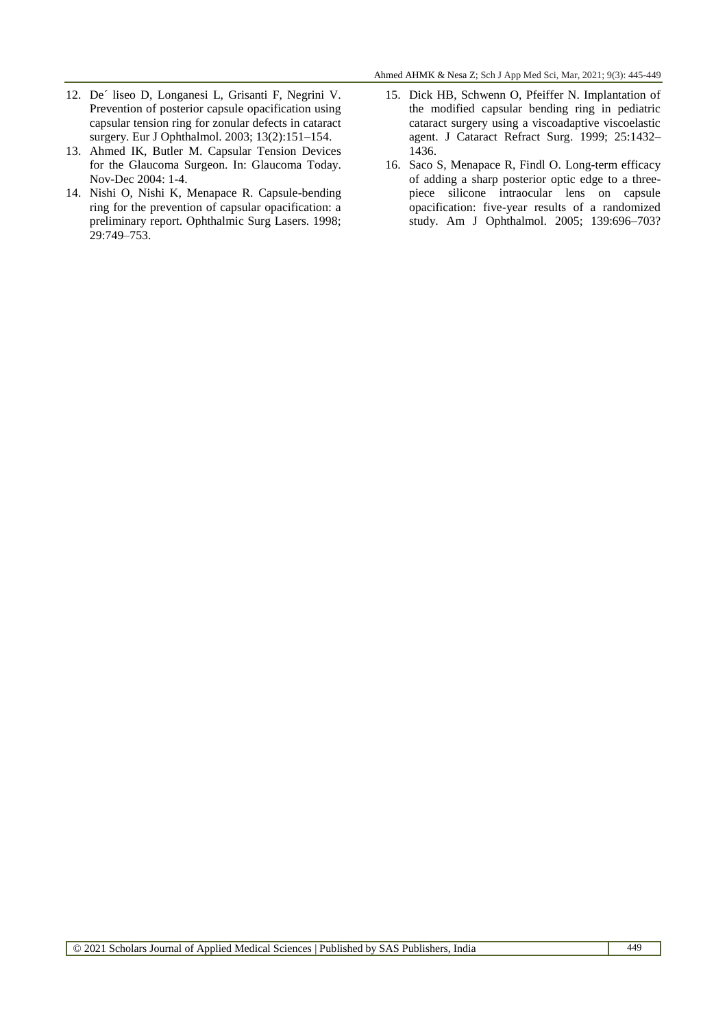12. De´ liseo D, Longanesi L, Grisanti F, Negrini V. Prevention of posterior capsule opacification using capsular tension ring for zonular defects in cataract surgery. Eur J Ophthalmol. 2003; 13(2):151–154.
13. Ahmed IK, Butler M. Capsular Tension Devices for the Glaucoma Surgeon. In: Glaucoma Today. Nov-Dec 2004: 1-4.
14. Nishi O, Nishi K, Menapace R. Capsule-bending ring for the prevention of capsular opacification: a preliminary report. Ophthalmic Surg Lasers. 1998; 29:749–753.
15. Dick HB, Schwenn O, Pfeiffer N. Implantation of the modified capsular bending ring in pediatric cataract surgery using a viscoadaptive viscoelastic agent. J Cataract Refract Surg. 1999; 25:1432–1436.
16. Saco S, Menapace R, Findl O. Long-term efficacy of adding a sharp posterior optic edge to a three-piece silicone intraocular lens on capsule opacification: five-year results of a randomized study. Am J Ophthalmol. 2005; 139:696–703?